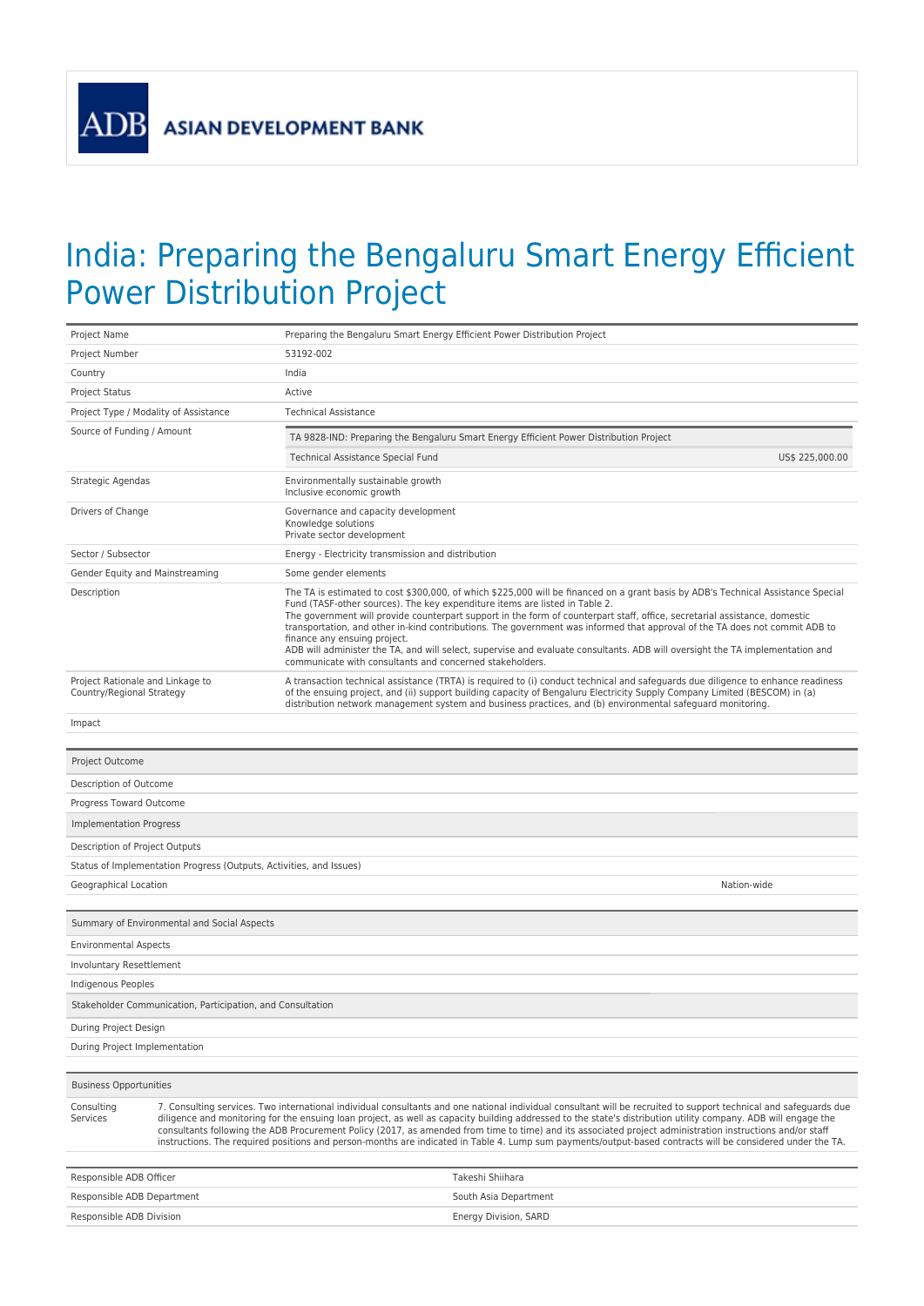**ADB** ASIAN DEVELOPMENT BANK

# India: Preparing the Bengaluru Smart Energy Efficient Power Distribution Project

| | |
|---|---|
| Project Name | Preparing the Bengaluru Smart Energy Efficient Power Distribution Project |
| Project Number | 53192-002 |
| Country | India |
| Project Status | Active |
| Project Type / Modality of Assistance | Technical Assistance |
| Source of Funding / Amount | TA 9828-IND: Preparing the Bengaluru Smart Energy Efficient Power Distribution Project<br>Technical Assistance Special Fund — US$ 225,000.00 |
| Strategic Agendas | Environmentally sustainable growth<br>Inclusive economic growth |
| Drivers of Change | Governance and capacity development<br>Knowledge solutions<br>Private sector development |
| Sector / Subsector | Energy - Electricity transmission and distribution |
| Gender Equity and Mainstreaming | Some gender elements |
| Description | The TA is estimated to cost $300,000, of which $225,000 will be financed on a grant basis by ADB's Technical Assistance Special Fund (TASF-other sources). The key expenditure items are listed in Table 2.<br>The government will provide counterpart support in the form of counterpart staff, office, secretarial assistance, domestic transportation, and other in-kind contributions. The government was informed that approval of the TA does not commit ADB to finance any ensuing project.<br>ADB will administer the TA, and will select, supervise and evaluate consultants. ADB will oversight the TA implementation and communicate with consultants and concerned stakeholders. |
| Project Rationale and Linkage to Country/Regional Strategy | A transaction technical assistance (TRTA) is required to (i) conduct technical and safeguards due diligence to enhance readiness of the ensuing project, and (ii) support building capacity of Bengaluru Electricity Supply Company Limited (BESCOM) in (a) distribution network management system and business practices, and (b) environmental safeguard monitoring. |
| Impact | |

| | |
|---|---|
| **Project Outcome** | |
| Description of Outcome | |
| Progress Toward Outcome | |
| **Implementation Progress** | |
| Description of Project Outputs | |
| Status of Implementation Progress (Outputs, Activities, and Issues) | |
| Geographical Location | Nation-wide |

| | |
|---|---|
| **Summary of Environmental and Social Aspects** | |
| Environmental Aspects | |
| Involuntary Resettlement | |
| Indigenous Peoples | |
| **Stakeholder Communication, Participation, and Consultation** | |
| During Project Design | |
| During Project Implementation | |

| | |
|---|---|
| **Business Opportunities** | |
| Consulting Services | 7. Consulting services. Two international individual consultants and one national individual consultant will be recruited to support technical and safeguards due diligence and monitoring for the ensuing loan project, as well as capacity building addressed to the state's distribution utility company. ADB will engage the consultants following the ADB Procurement Policy (2017, as amended from time to time) and its associated project administration instructions and/or staff instructions. The required positions and person-months are indicated in Table 4. Lump sum payments/output-based contracts will be considered under the TA. |

| | |
|---|---|
| Responsible ADB Officer | Takeshi Shiihara |
| Responsible ADB Department | South Asia Department |
| Responsible ADB Division | Energy Division, SARD |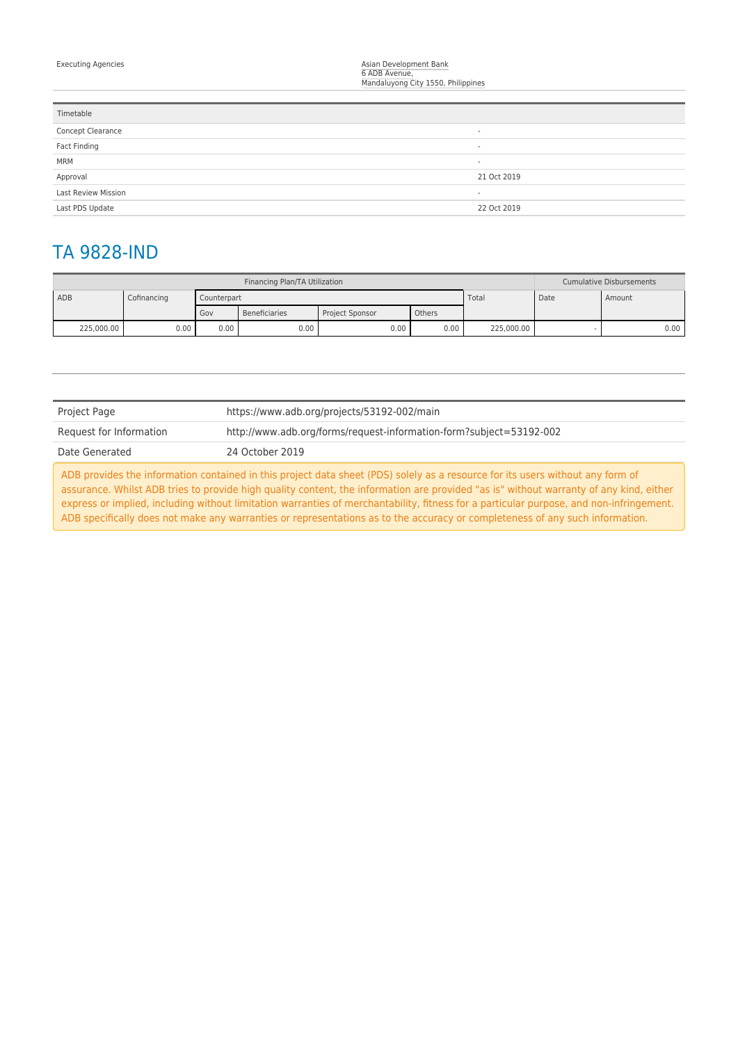| | |
|---|---|
| Executing Agencies | Asian Development Bank<br>6 ADB Avenue,<br>Mandaluyong City 1550, Philippines |

| Timetable | |
|---|---|
| Concept Clearance | - |
| Fact Finding | - |
| MRM | - |
| Approval | 21 Oct 2019 |
| Last Review Mission | - |
| Last PDS Update | 22 Oct 2019 |

## TA 9828-IND

| Financing Plan/TA Utilization | | | | | | | Cumulative Disbursements | |
|---|---|---|---|---|---|---|---|---|
| ADB | Cofinancing | Counterpart | | | | Total | Date | Amount |
| | | Gov | Beneficiaries | Project Sponsor | Others | | | |
| 225,000.00 | 0.00 | 0.00 | 0.00 | 0.00 | 0.00 | 225,000.00 | - | 0.00 |

| | |
|---|---|
| Project Page | https://www.adb.org/projects/53192-002/main |
| Request for Information | http://www.adb.org/forms/request-information-form?subject=53192-002 |
| Date Generated | 24 October 2019 |

ADB provides the information contained in this project data sheet (PDS) solely as a resource for its users without any form of assurance. Whilst ADB tries to provide high quality content, the information are provided "as is" without warranty of any kind, either express or implied, including without limitation warranties of merchantability, fitness for a particular purpose, and non-infringement. ADB specifically does not make any warranties or representations as to the accuracy or completeness of any such information.